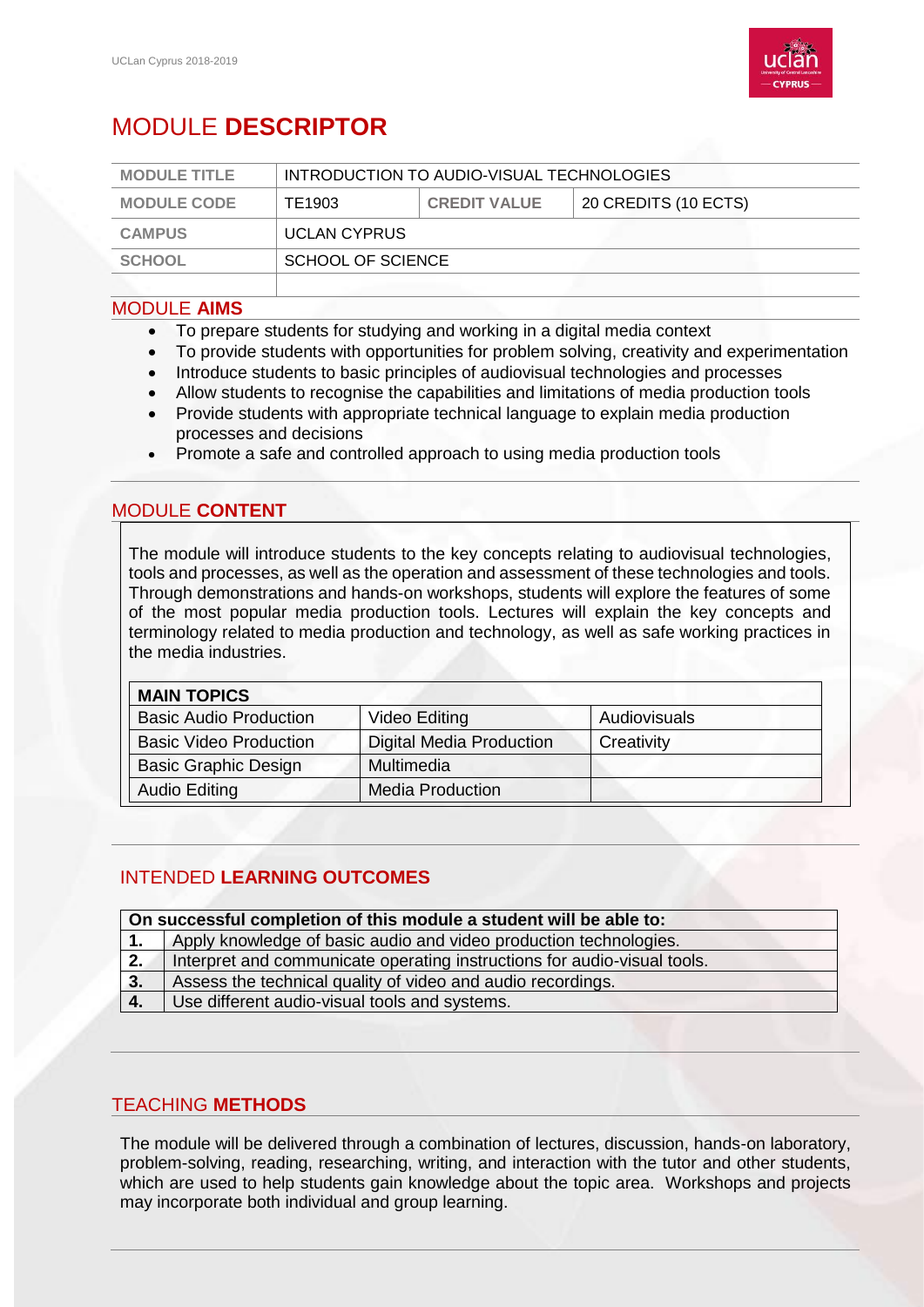# MODULE **DESCRIPTOR**

| MODULE TITLE | INTRODUCTION TO AUDIO-VISUAL TECHNOLOGIES | | |
|---|---|---|---|
| MODULE CODE | TE1903 | CREDIT VALUE | 20 CREDITS (10 ECTS) |
| CAMPUS | UCLAN CYPRUS | | |
| SCHOOL | SCHOOL OF SCIENCE | | |
| | | | |

## MODULE **AIMS**

- To prepare students for studying and working in a digital media context
- To provide students with opportunities for problem solving, creativity and experimentation
- Introduce students to basic principles of audiovisual technologies and processes
- Allow students to recognise the capabilities and limitations of media production tools
- Provide students with appropriate technical language to explain media production processes and decisions
- Promote a safe and controlled approach to using media production tools

## MODULE **CONTENT**

The module will introduce students to the key concepts relating to audiovisual technologies, tools and processes, as well as the operation and assessment of these technologies and tools. Through demonstrations and hands-on workshops, students will explore the features of some of the most popular media production tools. Lectures will explain the key concepts and terminology related to media production and technology, as well as safe working practices in the media industries.

| MAIN TOPICS | | |
|---|---|---|
| Basic Audio Production | Video Editing | Audiovisuals |
| Basic Video Production | Digital Media Production | Creativity |
| Basic Graphic Design | Multimedia | |
| Audio Editing | Media Production | |

## INTENDED **LEARNING OUTCOMES**

| On successful completion of this module a student will be able to: | |
|---|---|
| **1.** | Apply knowledge of basic audio and video production technologies. |
| **2.** | Interpret and communicate operating instructions for audio-visual tools. |
| **3.** | Assess the technical quality of video and audio recordings. |
| **4.** | Use different audio-visual tools and systems. |

## TEACHING **METHODS**

The module will be delivered through a combination of lectures, discussion, hands-on laboratory, problem-solving, reading, researching, writing, and interaction with the tutor and other students, which are used to help students gain knowledge about the topic area. Workshops and projects may incorporate both individual and group learning.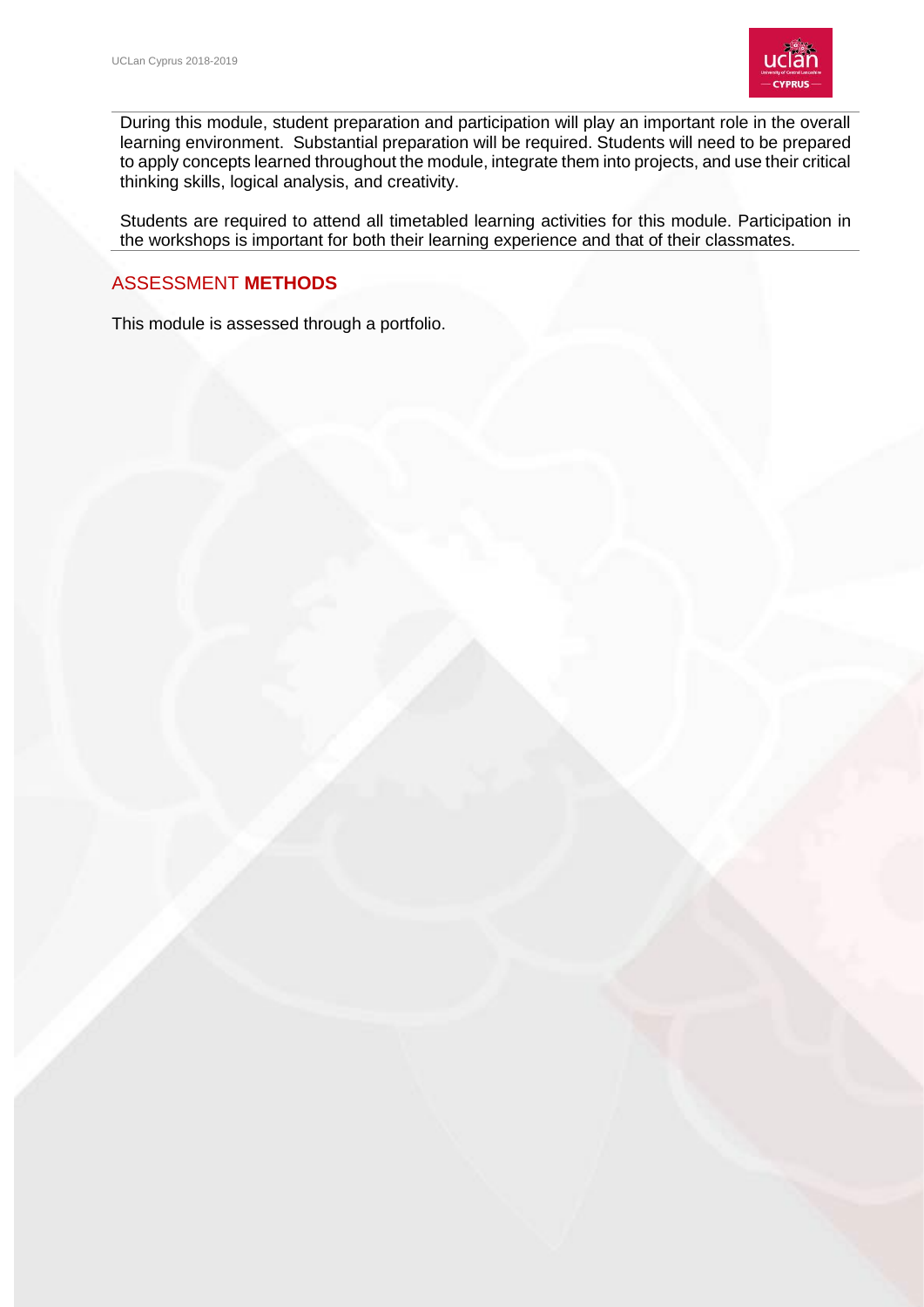During this module, student preparation and participation will play an important role in the overall learning environment. Substantial preparation will be required. Students will need to be prepared to apply concepts learned throughout the module, integrate them into projects, and use their critical thinking skills, logical analysis, and creativity.

Students are required to attend all timetabled learning activities for this module. Participation in the workshops is important for both their learning experience and that of their classmates.

## ASSESSMENT **METHODS**

This module is assessed through a portfolio.